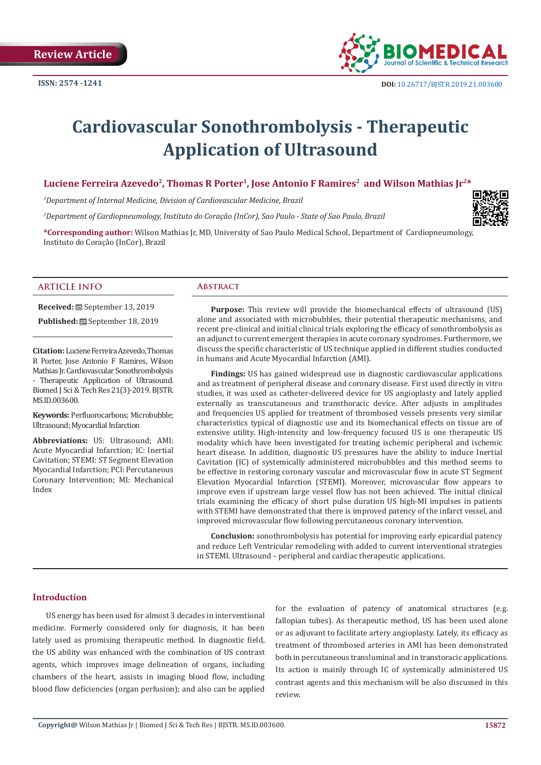Review Article

ISSN: 2574 -1241

DOI: 10.26717/BJSTR.2019.21.003600

# Cardiovascular Sonothrombolysis - Therapeutic Application of Ultrasound

**Luciene Ferreira Azevedo[2], Thomas R Porter[1], Jose Antonio F Ramires[2] and Wilson Mathias Jr[2]***

[1]*Department of Internal Medicine, Division of Cardiovascular Medicine, Brazil*

[2]*Department of Cardiopneumology, Instituto do Coração (InCor), Sao Paulo - State of Sao Paulo, Brazil*

**\*Corresponding author:** Wilson Mathias Jr, MD, University of Sao Paulo Medical School, Department of Cardiopneumology, Instituto do Coração (InCor), Brazil

## ARTICLE INFO

**Received:** September 13, 2019

**Published:** September 18, 2019

**Citation:** Luciene Ferreira Azevedo, Thomas R Porter, Jose Antonio F Ramires, Wilson Mathias Jr. Cardiovascular Sonothrombolysis - Therapeutic Application of Ultrasound. Biomed J Sci & Tech Res 21(3)-2019. BJSTR. MS.ID.003600.

**Keywords:** Perfluorocarbons; Microbubble; Ultrasound; Myocardial Infarction

**Abbreviations:** US: Ultrasound; AMI: Acute Myocardial Infarction; IC: Inertial Cavitation; STEMI: ST Segment Elevation Myocardial Infarction; PCI: Percutaneous Coronary Intervention; MI: Mechanical Index

## Abstract

**Purpose:** This review will provide the biomechanical effects of ultrasound (US) alone and associated with microbubbles, their potential therapeutic mechanisms, and recent pre-clinical and initial clinical trials exploring the efficacy of sonothrombolysis as an adjunct to current emergent therapies in acute coronary syndromes. Furthermore, we discuss the specific characteristic of US technique applied in different studies conducted in humans and Acute Myocardial Infarction (AMI).

**Findings:** US has gained widespread use in diagnostic cardiovascular applications and as treatment of peripheral disease and coronary disease. First used directly in vitro studies, it was used as catheter-delivered device for US angioplasty and lately applied externally as transcutaneous and transthoracic device. After adjusts in amplitudes and frequencies US applied for treatment of thrombosed vessels presents very similar characteristics typical of diagnostic use and its biomechanical effects on tissue are of extensive utility. High-intensity and low-frequency focused US is one therapeutic US modality which have been investigated for treating ischemic peripheral and ischemic heart disease. In addition, diagnostic US pressures have the ability to induce Inertial Cavitation (IC) of systemically administered microbubbles and this method seems to be effective in restoring coronary vascular and microvascular flow in acute ST Segment Elevation Myocardial Infarction (STEMI). Moreover, microvascular flow appears to improve even if upstream large vessel flow has not been achieved. The initial clinical trials examining the efficacy of short pulse duration US high-MI impulses in patients with STEMI have demonstrated that there is improved patency of the infarct vessel, and improved microvascular flow following percutaneous coronary intervention.

**Conclusion:** sonothrombolysis has potential for improving early epicardial patency and reduce Left Ventricular remodeling with added to current interventional strategies in STEMI. Ultrasound – peripheral and cardiac therapeutic applications.

## Introduction

US energy has been used for almost 3 decades in interventional medicine. Formerly considered only for diagnosis, it has been lately used as promising therapeutic method. In diagnostic field, the US ability was enhanced with the combination of US contrast agents, which improves image delineation of organs, including chambers of the heart, assists in imaging blood flow, including blood flow deficiencies (organ perfusion); and also can be applied for the evaluation of patency of anatomical structures (e.g. fallopian tubes). As therapeutic method, US has been used alone or as adjuvant to facilitate artery angioplasty. Lately, its efficacy as treatment of thrombosed arteries in AMI has been demonstrated both in percutaneous transluminal and in transtoracic applications. Its action is mainly through IC of systemically administered US contrast agents and this mechanism will be also discussed in this review.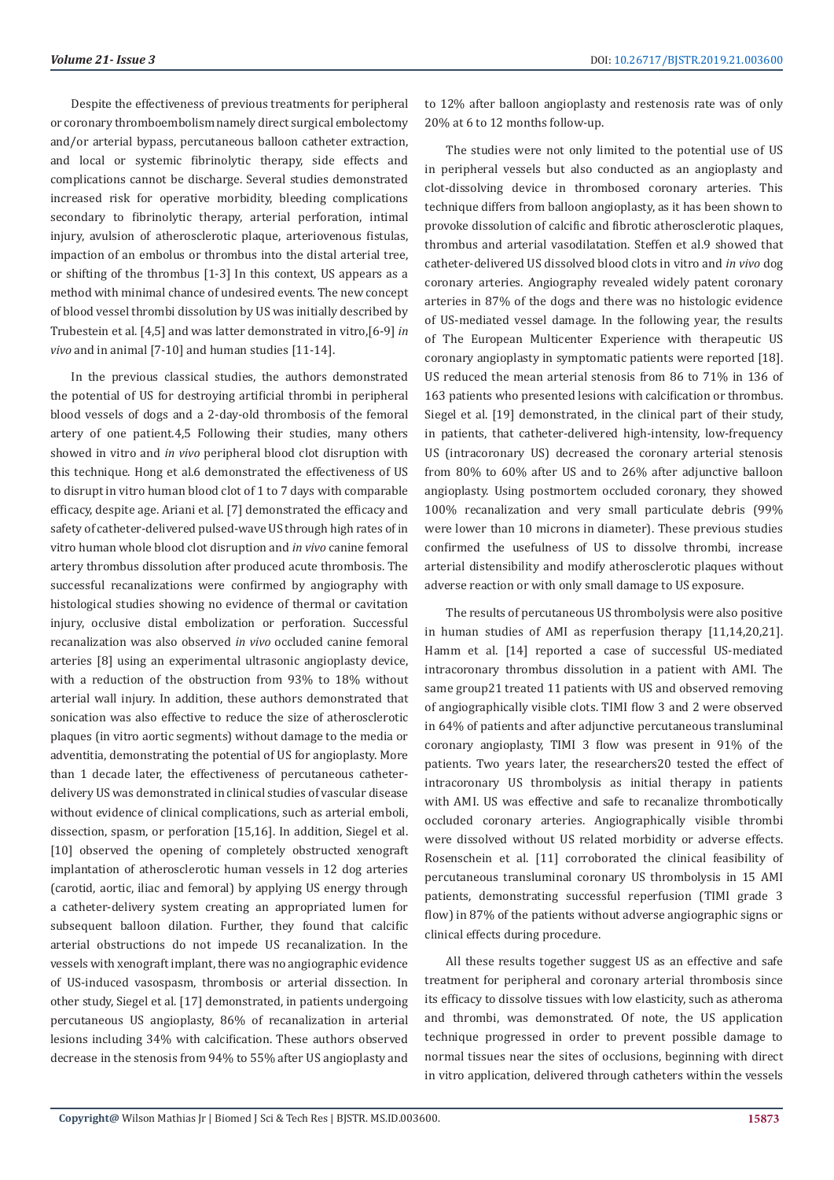Despite the effectiveness of previous treatments for peripheral or coronary thromboembolism namely direct surgical embolectomy and/or arterial bypass, percutaneous balloon catheter extraction, and local or systemic fibrinolytic therapy, side effects and complications cannot be discharge. Several studies demonstrated increased risk for operative morbidity, bleeding complications secondary to fibrinolytic therapy, arterial perforation, intimal injury, avulsion of atherosclerotic plaque, arteriovenous fistulas, impaction of an embolus or thrombus into the distal arterial tree, or shifting of the thrombus [1-3] In this context, US appears as a method with minimal chance of undesired events. The new concept of blood vessel thrombi dissolution by US was initially described by Trubestein et al. [4,5] and was latter demonstrated in vitro,[6-9] *in vivo* and in animal [7-10] and human studies [11-14].

In the previous classical studies, the authors demonstrated the potential of US for destroying artificial thrombi in peripheral blood vessels of dogs and a 2-day-old thrombosis of the femoral artery of one patient.4,5 Following their studies, many others showed in vitro and *in vivo* peripheral blood clot disruption with this technique. Hong et al.6 demonstrated the effectiveness of US to disrupt in vitro human blood clot of 1 to 7 days with comparable efficacy, despite age. Ariani et al. [7] demonstrated the efficacy and safety of catheter-delivered pulsed-wave US through high rates of in vitro human whole blood clot disruption and *in vivo* canine femoral artery thrombus dissolution after produced acute thrombosis. The successful recanalizations were confirmed by angiography with histological studies showing no evidence of thermal or cavitation injury, occlusive distal embolization or perforation. Successful recanalization was also observed *in vivo* occluded canine femoral arteries [8] using an experimental ultrasonic angioplasty device, with a reduction of the obstruction from 93% to 18% without arterial wall injury. In addition, these authors demonstrated that sonication was also effective to reduce the size of atherosclerotic plaques (in vitro aortic segments) without damage to the media or adventitia, demonstrating the potential of US for angioplasty. More than 1 decade later, the effectiveness of percutaneous catheter-delivery US was demonstrated in clinical studies of vascular disease without evidence of clinical complications, such as arterial emboli, dissection, spasm, or perforation [15,16]. In addition, Siegel et al. [10] observed the opening of completely obstructed xenograft implantation of atherosclerotic human vessels in 12 dog arteries (carotid, aortic, iliac and femoral) by applying US energy through a catheter-delivery system creating an appropriated lumen for subsequent balloon dilation. Further, they found that calcific arterial obstructions do not impede US recanalization. In the vessels with xenograft implant, there was no angiographic evidence of US-induced vasospasm, thrombosis or arterial dissection. In other study, Siegel et al. [17] demonstrated, in patients undergoing percutaneous US angioplasty, 86% of recanalization in arterial lesions including 34% with calcification. These authors observed decrease in the stenosis from 94% to 55% after US angioplasty and to 12% after balloon angioplasty and restenosis rate was of only 20% at 6 to 12 months follow-up.

The studies were not only limited to the potential use of US in peripheral vessels but also conducted as an angioplasty and clot-dissolving device in thrombosed coronary arteries. This technique differs from balloon angioplasty, as it has been shown to provoke dissolution of calcific and fibrotic atherosclerotic plaques, thrombus and arterial vasodilatation. Steffen et al.9 showed that catheter-delivered US dissolved blood clots in vitro and *in vivo* dog coronary arteries. Angiography revealed widely patent coronary arteries in 87% of the dogs and there was no histologic evidence of US-mediated vessel damage. In the following year, the results of The European Multicenter Experience with therapeutic US coronary angioplasty in symptomatic patients were reported [18]. US reduced the mean arterial stenosis from 86 to 71% in 136 of 163 patients who presented lesions with calcification or thrombus. Siegel et al. [19] demonstrated, in the clinical part of their study, in patients, that catheter-delivered high-intensity, low-frequency US (intracoronary US) decreased the coronary arterial stenosis from 80% to 60% after US and to 26% after adjunctive balloon angioplasty. Using postmortem occluded coronary, they showed 100% recanalization and very small particulate debris (99% were lower than 10 microns in diameter). These previous studies confirmed the usefulness of US to dissolve thrombi, increase arterial distensibility and modify atherosclerotic plaques without adverse reaction or with only small damage to US exposure.

The results of percutaneous US thrombolysis were also positive in human studies of AMI as reperfusion therapy [11,14,20,21]. Hamm et al. [14] reported a case of successful US-mediated intracoronary thrombus dissolution in a patient with AMI. The same group21 treated 11 patients with US and observed removing of angiographically visible clots. TIMI flow 3 and 2 were observed in 64% of patients and after adjunctive percutaneous transluminal coronary angioplasty, TIMI 3 flow was present in 91% of the patients. Two years later, the researchers20 tested the effect of intracoronary US thrombolysis as initial therapy in patients with AMI. US was effective and safe to recanalize thrombotically occluded coronary arteries. Angiographically visible thrombi were dissolved without US related morbidity or adverse effects. Rosenschein et al. [11] corroborated the clinical feasibility of percutaneous transluminal coronary US thrombolysis in 15 AMI patients, demonstrating successful reperfusion (TIMI grade 3 flow) in 87% of the patients without adverse angiographic signs or clinical effects during procedure.

All these results together suggest US as an effective and safe treatment for peripheral and coronary arterial thrombosis since its efficacy to dissolve tissues with low elasticity, such as atheroma and thrombi, was demonstrated. Of note, the US application technique progressed in order to prevent possible damage to normal tissues near the sites of occlusions, beginning with direct in vitro application, delivered through catheters within the vessels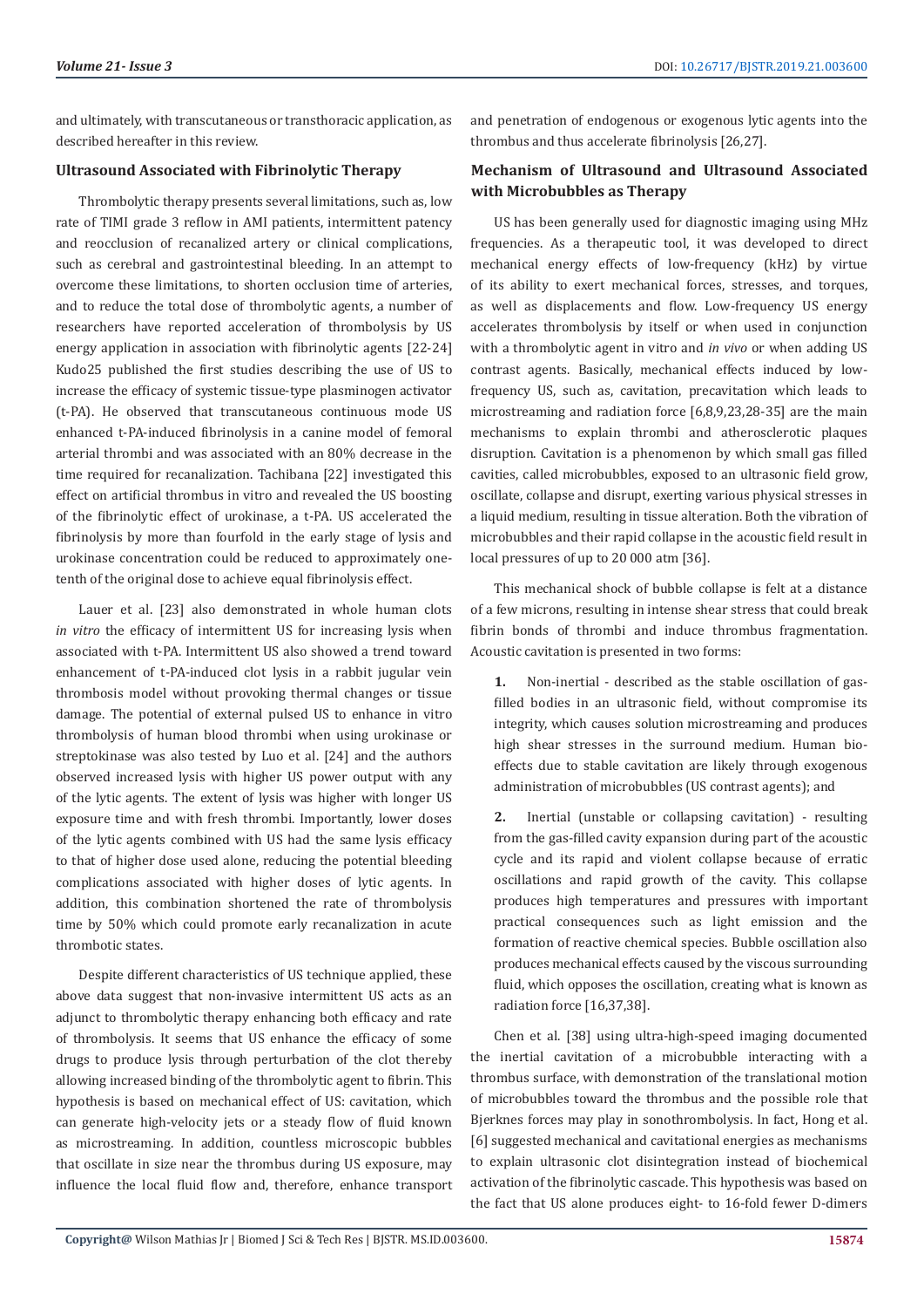and ultimately, with transcutaneous or transthoracic application, as described hereafter in this review.

### Ultrasound Associated with Fibrinolytic Therapy

Thrombolytic therapy presents several limitations, such as, low rate of TIMI grade 3 reflow in AMI patients, intermittent patency and reocclusion of recanalized artery or clinical complications, such as cerebral and gastrointestinal bleeding. In an attempt to overcome these limitations, to shorten occlusion time of arteries, and to reduce the total dose of thrombolytic agents, a number of researchers have reported acceleration of thrombolysis by US energy application in association with fibrinolytic agents [22-24] Kudo25 published the first studies describing the use of US to increase the efficacy of systemic tissue-type plasminogen activator (t-PA). He observed that transcutaneous continuous mode US enhanced t-PA-induced fibrinolysis in a canine model of femoral arterial thrombi and was associated with an 80% decrease in the time required for recanalization. Tachibana [22] investigated this effect on artificial thrombus in vitro and revealed the US boosting of the fibrinolytic effect of urokinase, a t-PA. US accelerated the fibrinolysis by more than fourfold in the early stage of lysis and urokinase concentration could be reduced to approximately one-tenth of the original dose to achieve equal fibrinolysis effect.

Lauer et al. [23] also demonstrated in whole human clots *in vitro* the efficacy of intermittent US for increasing lysis when associated with t-PA. Intermittent US also showed a trend toward enhancement of t-PA-induced clot lysis in a rabbit jugular vein thrombosis model without provoking thermal changes or tissue damage. The potential of external pulsed US to enhance in vitro thrombolysis of human blood thrombi when using urokinase or streptokinase was also tested by Luo et al. [24] and the authors observed increased lysis with higher US power output with any of the lytic agents. The extent of lysis was higher with longer US exposure time and with fresh thrombi. Importantly, lower doses of the lytic agents combined with US had the same lysis efficacy to that of higher dose used alone, reducing the potential bleeding complications associated with higher doses of lytic agents. In addition, this combination shortened the rate of thrombolysis time by 50% which could promote early recanalization in acute thrombotic states.

Despite different characteristics of US technique applied, these above data suggest that non-invasive intermittent US acts as an adjunct to thrombolytic therapy enhancing both efficacy and rate of thrombolysis. It seems that US enhance the efficacy of some drugs to produce lysis through perturbation of the clot thereby allowing increased binding of the thrombolytic agent to fibrin. This hypothesis is based on mechanical effect of US: cavitation, which can generate high-velocity jets or a steady flow of fluid known as microstreaming. In addition, countless microscopic bubbles that oscillate in size near the thrombus during US exposure, may influence the local fluid flow and, therefore, enhance transport and penetration of endogenous or exogenous lytic agents into the thrombus and thus accelerate fibrinolysis [26,27].

### Mechanism of Ultrasound and Ultrasound Associated with Microbubbles as Therapy

US has been generally used for diagnostic imaging using MHz frequencies. As a therapeutic tool, it was developed to direct mechanical energy effects of low-frequency (kHz) by virtue of its ability to exert mechanical forces, stresses, and torques, as well as displacements and flow. Low-frequency US energy accelerates thrombolysis by itself or when used in conjunction with a thrombolytic agent in vitro and *in vivo* or when adding US contrast agents. Basically, mechanical effects induced by low-frequency US, such as, cavitation, precavitation which leads to microstreaming and radiation force [6,8,9,23,28-35] are the main mechanisms to explain thrombi and atherosclerotic plaques disruption. Cavitation is a phenomenon by which small gas filled cavities, called microbubbles, exposed to an ultrasonic field grow, oscillate, collapse and disrupt, exerting various physical stresses in a liquid medium, resulting in tissue alteration. Both the vibration of microbubbles and their rapid collapse in the acoustic field result in local pressures of up to 20 000 atm [36].

This mechanical shock of bubble collapse is felt at a distance of a few microns, resulting in intense shear stress that could break fibrin bonds of thrombi and induce thrombus fragmentation. Acoustic cavitation is presented in two forms:

1. Non-inertial - described as the stable oscillation of gas-filled bodies in an ultrasonic field, without compromise its integrity, which causes solution microstreaming and produces high shear stresses in the surround medium. Human bio-effects due to stable cavitation are likely through exogenous administration of microbubbles (US contrast agents); and

2. Inertial (unstable or collapsing cavitation) - resulting from the gas-filled cavity expansion during part of the acoustic cycle and its rapid and violent collapse because of erratic oscillations and rapid growth of the cavity. This collapse produces high temperatures and pressures with important practical consequences such as light emission and the formation of reactive chemical species. Bubble oscillation also produces mechanical effects caused by the viscous surrounding fluid, which opposes the oscillation, creating what is known as radiation force [16,37,38].

Chen et al. [38] using ultra-high-speed imaging documented the inertial cavitation of a microbubble interacting with a thrombus surface, with demonstration of the translational motion of microbubbles toward the thrombus and the possible role that Bjerknes forces may play in sonothrombolysis. In fact, Hong et al. [6] suggested mechanical and cavitational energies as mechanisms to explain ultrasonic clot disintegration instead of biochemical activation of the fibrinolytic cascade. This hypothesis was based on the fact that US alone produces eight- to 16-fold fewer D-dimers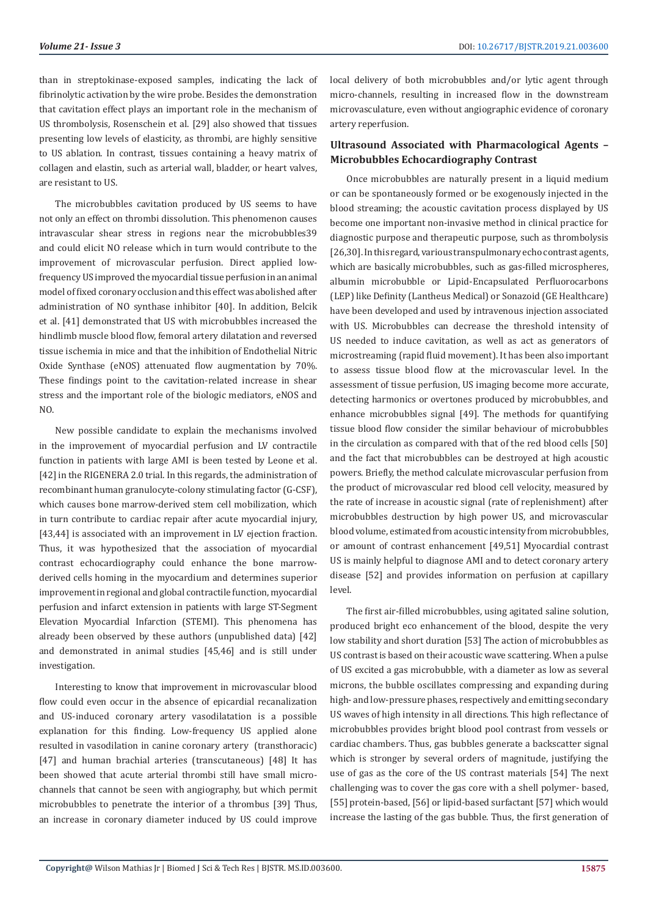than in streptokinase-exposed samples, indicating the lack of fibrinolytic activation by the wire probe. Besides the demonstration that cavitation effect plays an important role in the mechanism of US thrombolysis, Rosenschein et al. [29] also showed that tissues presenting low levels of elasticity, as thrombi, are highly sensitive to US ablation. In contrast, tissues containing a heavy matrix of collagen and elastin, such as arterial wall, bladder, or heart valves, are resistant to US.

The microbubbles cavitation produced by US seems to have not only an effect on thrombi dissolution. This phenomenon causes intravascular shear stress in regions near the microbubbles39 and could elicit NO release which in turn would contribute to the improvement of microvascular perfusion. Direct applied low-frequency US improved the myocardial tissue perfusion in an animal model of fixed coronary occlusion and this effect was abolished after administration of NO synthase inhibitor [40]. In addition, Belcik et al. [41] demonstrated that US with microbubbles increased the hindlimb muscle blood flow, femoral artery dilatation and reversed tissue ischemia in mice and that the inhibition of Endothelial Nitric Oxide Synthase (eNOS) attenuated flow augmentation by 70%. These findings point to the cavitation-related increase in shear stress and the important role of the biologic mediators, eNOS and NO.

New possible candidate to explain the mechanisms involved in the improvement of myocardial perfusion and LV contractile function in patients with large AMI is been tested by Leone et al. [42] in the RIGENERA 2.0 trial. In this regards, the administration of recombinant human granulocyte-colony stimulating factor (G-CSF), which causes bone marrow-derived stem cell mobilization, which in turn contribute to cardiac repair after acute myocardial injury, [43,44] is associated with an improvement in LV ejection fraction. Thus, it was hypothesized that the association of myocardial contrast echocardiography could enhance the bone marrow-derived cells homing in the myocardium and determines superior improvement in regional and global contractile function, myocardial perfusion and infarct extension in patients with large ST-Segment Elevation Myocardial Infarction (STEMI). This phenomena has already been observed by these authors (unpublished data) [42] and demonstrated in animal studies [45,46] and is still under investigation.

Interesting to know that improvement in microvascular blood flow could even occur in the absence of epicardial recanalization and US-induced coronary artery vasodilatation is a possible explanation for this finding. Low-frequency US applied alone resulted in vasodilation in canine coronary artery (transthoracic) [47] and human brachial arteries (transcutaneous) [48] It has been showed that acute arterial thrombi still have small micro-channels that cannot be seen with angiography, but which permit microbubbles to penetrate the interior of a thrombus [39] Thus, an increase in coronary diameter induced by US could improve local delivery of both microbubbles and/or lytic agent through micro-channels, resulting in increased flow in the downstream microvasculature, even without angiographic evidence of coronary artery reperfusion.

## Ultrasound Associated with Pharmacological Agents – Microbubbles Echocardiography Contrast

Once microbubbles are naturally present in a liquid medium or can be spontaneously formed or be exogenously injected in the blood streaming; the acoustic cavitation process displayed by US become one important non-invasive method in clinical practice for diagnostic purpose and therapeutic purpose, such as thrombolysis [26,30]. In this regard, various transpulmonary echo contrast agents, which are basically microbubbles, such as gas-filled microspheres, albumin microbubble or Lipid-Encapsulated Perfluorocarbons (LEP) like Definity (Lantheus Medical) or Sonazoid (GE Healthcare) have been developed and used by intravenous injection associated with US. Microbubbles can decrease the threshold intensity of US needed to induce cavitation, as well as act as generators of microstreaming (rapid fluid movement). It has been also important to assess tissue blood flow at the microvascular level. In the assessment of tissue perfusion, US imaging become more accurate, detecting harmonics or overtones produced by microbubbles, and enhance microbubbles signal [49]. The methods for quantifying tissue blood flow consider the similar behaviour of microbubbles in the circulation as compared with that of the red blood cells [50] and the fact that microbubbles can be destroyed at high acoustic powers. Briefly, the method calculate microvascular perfusion from the product of microvascular red blood cell velocity, measured by the rate of increase in acoustic signal (rate of replenishment) after microbubbles destruction by high power US, and microvascular blood volume, estimated from acoustic intensity from microbubbles, or amount of contrast enhancement [49,51] Myocardial contrast US is mainly helpful to diagnose AMI and to detect coronary artery disease [52] and provides information on perfusion at capillary level.

The first air-filled microbubbles, using agitated saline solution, produced bright eco enhancement of the blood, despite the very low stability and short duration [53] The action of microbubbles as US contrast is based on their acoustic wave scattering. When a pulse of US excited a gas microbubble, with a diameter as low as several microns, the bubble oscillates compressing and expanding during high- and low-pressure phases, respectively and emitting secondary US waves of high intensity in all directions. This high reflectance of microbubbles provides bright blood pool contrast from vessels or cardiac chambers. Thus, gas bubbles generate a backscatter signal which is stronger by several orders of magnitude, justifying the use of gas as the core of the US contrast materials [54] The next challenging was to cover the gas core with a shell polymer- based, [55] protein-based, [56] or lipid-based surfactant [57] which would increase the lasting of the gas bubble. Thus, the first generation of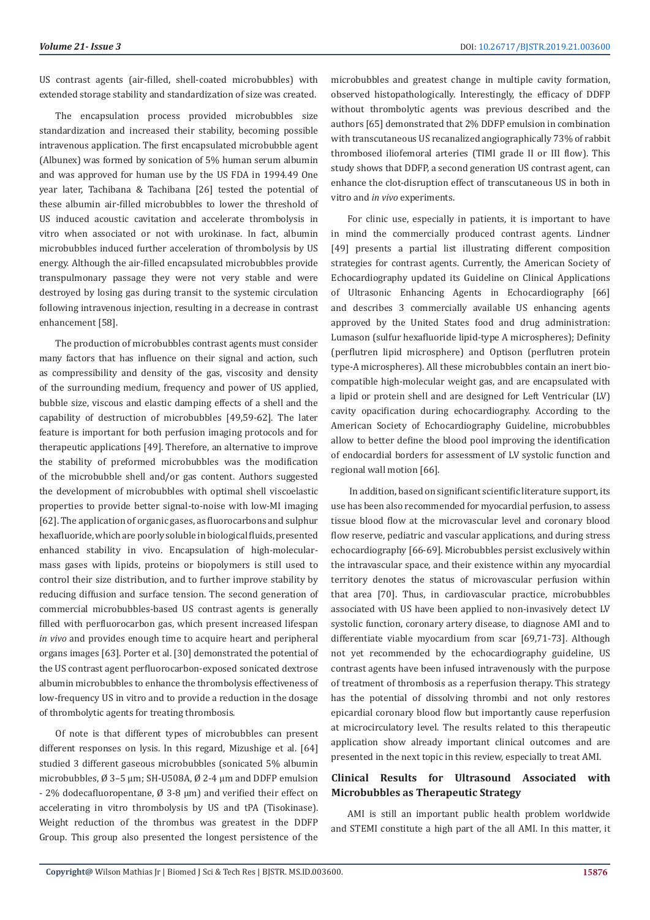US contrast agents (air-filled, shell-coated microbubbles) with extended storage stability and standardization of size was created.

The encapsulation process provided microbubbles size standardization and increased their stability, becoming possible intravenous application. The first encapsulated microbubble agent (Albunex) was formed by sonication of 5% human serum albumin and was approved for human use by the US FDA in 1994.49 One year later, Tachibana & Tachibana [26] tested the potential of these albumin air-filled microbubbles to lower the threshold of US induced acoustic cavitation and accelerate thrombolysis in vitro when associated or not with urokinase. In fact, albumin microbubbles induced further acceleration of thrombolysis by US energy. Although the air-filled encapsulated microbubbles provide transpulmonary passage they were not very stable and were destroyed by losing gas during transit to the systemic circulation following intravenous injection, resulting in a decrease in contrast enhancement [58].

The production of microbubbles contrast agents must consider many factors that has influence on their signal and action, such as compressibility and density of the gas, viscosity and density of the surrounding medium, frequency and power of US applied, bubble size, viscous and elastic damping effects of a shell and the capability of destruction of microbubbles [49,59-62]. The later feature is important for both perfusion imaging protocols and for therapeutic applications [49]. Therefore, an alternative to improve the stability of preformed microbubbles was the modification of the microbubble shell and/or gas content. Authors suggested the development of microbubbles with optimal shell viscoelastic properties to provide better signal-to-noise with low-MI imaging [62]. The application of organic gases, as fluorocarbons and sulphur hexafluoride, which are poorly soluble in biological fluids, presented enhanced stability in vivo. Encapsulation of high-molecular-mass gases with lipids, proteins or biopolymers is still used to control their size distribution, and to further improve stability by reducing diffusion and surface tension. The second generation of commercial microbubbles-based US contrast agents is generally filled with perfluorocarbon gas, which present increased lifespan *in vivo* and provides enough time to acquire heart and peripheral organs images [63]. Porter et al. [30] demonstrated the potential of the US contrast agent perfluorocarbon-exposed sonicated dextrose albumin microbubbles to enhance the thrombolysis effectiveness of low-frequency US in vitro and to provide a reduction in the dosage of thrombolytic agents for treating thrombosis.

Of note is that different types of microbubbles can present different responses on lysis. In this regard, Mizushige et al. [64] studied 3 different gaseous microbubbles (sonicated 5% albumin microbubbles, Ø 3–5 µm; SH-U508A, Ø 2-4 µm and DDFP emulsion - 2% dodecafluoropentane, Ø 3-8 µm) and verified their effect on accelerating in vitro thrombolysis by US and tPA (Tisokinase). Weight reduction of the thrombus was greatest in the DDFP Group. This group also presented the longest persistence of the microbubbles and greatest change in multiple cavity formation, observed histopathologically. Interestingly, the efficacy of DDFP without thrombolytic agents was previous described and the authors [65] demonstrated that 2% DDFP emulsion in combination with transcutaneous US recanalized angiographically 73% of rabbit thrombosed iliofemoral arteries (TIMI grade II or III flow). This study shows that DDFP, a second generation US contrast agent, can enhance the clot-disruption effect of transcutaneous US in both in vitro and *in vivo* experiments.

For clinic use, especially in patients, it is important to have in mind the commercially produced contrast agents. Lindner [49] presents a partial list illustrating different composition strategies for contrast agents. Currently, the American Society of Echocardiography updated its Guideline on Clinical Applications of Ultrasonic Enhancing Agents in Echocardiography [66] and describes 3 commercially available US enhancing agents approved by the United States food and drug administration: Lumason (sulfur hexafluoride lipid-type A microspheres); Definity (perflutren lipid microsphere) and Optison (perflutren protein type-A microspheres). All these microbubbles contain an inert bio-compatible high-molecular weight gas, and are encapsulated with a lipid or protein shell and are designed for Left Ventricular (LV) cavity opacification during echocardiography. According to the American Society of Echocardiography Guideline, microbubbles allow to better define the blood pool improving the identification of endocardial borders for assessment of LV systolic function and regional wall motion [66].

In addition, based on significant scientific literature support, its use has been also recommended for myocardial perfusion, to assess tissue blood flow at the microvascular level and coronary blood flow reserve, pediatric and vascular applications, and during stress echocardiography [66-69]. Microbubbles persist exclusively within the intravascular space, and their existence within any myocardial territory denotes the status of microvascular perfusion within that area [70]. Thus, in cardiovascular practice, microbubbles associated with US have been applied to non-invasively detect LV systolic function, coronary artery disease, to diagnose AMI and to differentiate viable myocardium from scar [69,71-73]. Although not yet recommended by the echocardiography guideline, US contrast agents have been infused intravenously with the purpose of treatment of thrombosis as a reperfusion therapy. This strategy has the potential of dissolving thrombi and not only restores epicardial coronary blood flow but importantly cause reperfusion at microcirculatory level. The results related to this therapeutic application show already important clinical outcomes and are presented in the next topic in this review, especially to treat AMI.

## Clinical Results for Ultrasound Associated with Microbubbles as Therapeutic Strategy

AMI is still an important public health problem worldwide and STEMI constitute a high part of the all AMI. In this matter, it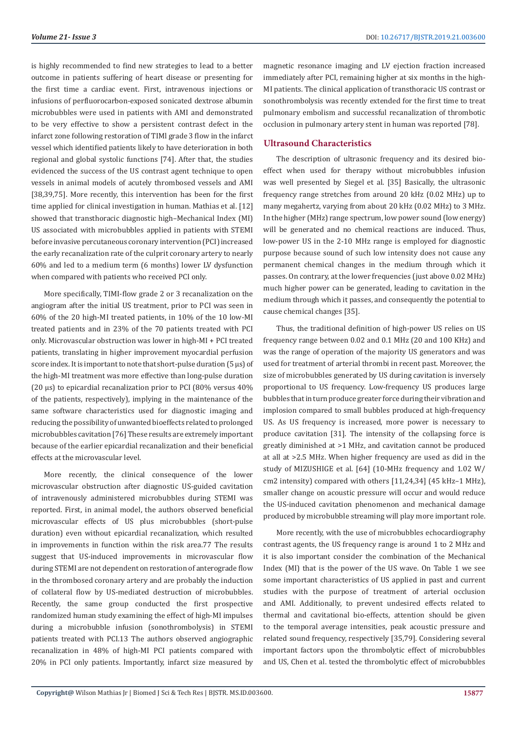is highly recommended to find new strategies to lead to a better outcome in patients suffering of heart disease or presenting for the first time a cardiac event. First, intravenous injections or infusions of perfluorocarbon-exposed sonicated dextrose albumin microbubbles were used in patients with AMI and demonstrated to be very effective to show a persistent contrast defect in the infarct zone following restoration of TIMl grade 3 flow in the infarct vessel which identified patients likely to have deterioration in both regional and global systolic functions [74]. After that, the studies evidenced the success of the US contrast agent technique to open vessels in animal models of acutely thrombosed vessels and AMI [38,39,75]. More recently, this intervention has been for the first time applied for clinical investigation in human. Mathias et al. [12] showed that transthoracic diagnostic high–Mechanical Index (MI) US associated with microbubbles applied in patients with STEMI before invasive percutaneous coronary intervention (PCI) increased the early recanalization rate of the culprit coronary artery to nearly 60% and led to a medium term (6 months) lower LV dysfunction when compared with patients who received PCI only.

More specifically, TIMI-flow grade 2 or 3 recanalization on the angiogram after the initial US treatment, prior to PCI was seen in 60% of the 20 high-MI treated patients, in 10% of the 10 low-MI treated patients and in 23% of the 70 patients treated with PCI only. Microvascular obstruction was lower in high-MI + PCI treated patients, translating in higher improvement myocardial perfusion score index. It is important to note that short-pulse duration (5 µs) of the high-MI treatment was more effective than long-pulse duration (20 µs) to epicardial recanalization prior to PCI (80% versus 40% of the patients, respectively), implying in the maintenance of the same software characteristics used for diagnostic imaging and reducing the possibility of unwanted bioeffects related to prolonged microbubbles cavitation [76] These results are extremely important because of the earlier epicardial recanalization and their beneficial effects at the microvascular level.

More recently, the clinical consequence of the lower microvascular obstruction after diagnostic US-guided cavitation of intravenously administered microbubbles during STEMI was reported. First, in animal model, the authors observed beneficial microvascular effects of US plus microbubbles (short-pulse duration) even without epicardial recanalization, which resulted in improvements in function within the risk area.77 The results suggest that US-induced improvements in microvascular flow during STEMI are not dependent on restoration of anterograde flow in the thrombosed coronary artery and are probably the induction of collateral flow by US-mediated destruction of microbubbles. Recently, the same group conducted the first prospective randomized human study examining the effect of high-MI impulses during a microbubble infusion (sonothrombolysis) in STEMI patients treated with PCI.13 The authors observed angiographic recanalization in 48% of high-MI PCI patients compared with 20% in PCI only patients. Importantly, infarct size measured by magnetic resonance imaging and LV ejection fraction increased immediately after PCI, remaining higher at six months in the high-MI patients. The clinical application of transthoracic US contrast or sonothrombolysis was recently extended for the first time to treat pulmonary embolism and successful recanalization of thrombotic occlusion in pulmonary artery stent in human was reported [78].

## Ultrasound Characteristics

The description of ultrasonic frequency and its desired bio-effect when used for therapy without microbubbles infusion was well presented by Siegel et al. [35] Basically, the ultrasonic frequency range stretches from around 20 kHz (0.02 MHz) up to many megahertz, varying from about 20 kHz (0.02 MHz) to 3 MHz. In the higher (MHz) range spectrum, low power sound (low energy) will be generated and no chemical reactions are induced. Thus, low-power US in the 2-10 MHz range is employed for diagnostic purpose because sound of such low intensity does not cause any permanent chemical changes in the medium through which it passes. On contrary, at the lower frequencies (just above 0.02 MHz) much higher power can be generated, leading to cavitation in the medium through which it passes, and consequently the potential to cause chemical changes [35].

Thus, the traditional definition of high-power US relies on US frequency range between 0.02 and 0.1 MHz (20 and 100 KHz) and was the range of operation of the majority US generators and was used for treatment of arterial thrombi in recent past. Moreover, the size of microbubbles generated by US during cavitation is inversely proportional to US frequency. Low-frequency US produces large bubbles that in turn produce greater force during their vibration and implosion compared to small bubbles produced at high-frequency US. As US frequency is increased, more power is necessary to produce cavitation [31]. The intensity of the collapsing force is greatly diminished at >1 MHz, and cavitation cannot be produced at all at >2.5 MHz. When higher frequency are used as did in the study of MIZUSHIGE et al. [64] (10-MHz frequency and 1.02 W/cm2 intensity) compared with others [11,24,34] (45 kHz–1 MHz), smaller change on acoustic pressure will occur and would reduce the US-induced cavitation phenomenon and mechanical damage produced by microbubble streaming will play more important role.

More recently, with the use of microbubbles echocardiography contrast agents, the US frequency range is around 1 to 2 MHz and it is also important consider the combination of the Mechanical Index (MI) that is the power of the US wave. On Table 1 we see some important characteristics of US applied in past and current studies with the purpose of treatment of arterial occlusion and AMI. Additionally, to prevent undesired effects related to thermal and cavitational bio-effects, attention should be given to the temporal average intensities, peak acoustic pressure and related sound frequency, respectively [35,79]. Considering several important factors upon the thrombolytic effect of microbubbles and US, Chen et al. tested the thrombolytic effect of microbubbles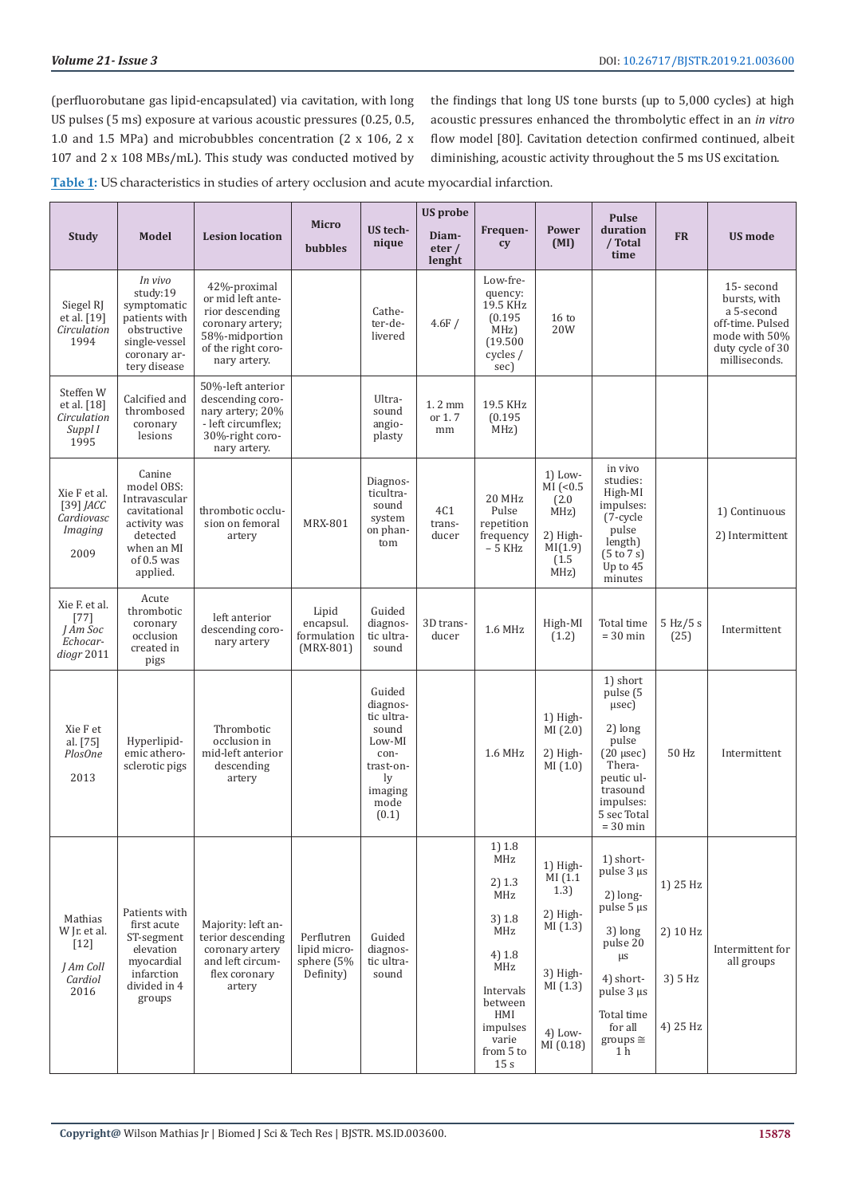(perfluorobutane gas lipid-encapsulated) via cavitation, with long US pulses (5 ms) exposure at various acoustic pressures (0.25, 0.5, 1.0 and 1.5 MPa) and microbubbles concentration (2 x 106, 2 x 107 and 2 x 108 MBs/mL). This study was conducted motived by the findings that long US tone bursts (up to 5,000 cycles) at high acoustic pressures enhanced the thrombolytic effect in an *in vitro* flow model [80]. Cavitation detection confirmed continued, albeit diminishing, acoustic activity throughout the 5 ms US excitation.

**Table 1:** US characteristics in studies of artery occlusion and acute myocardial infarction.

| Study | Model | Lesion location | Micro bubbles | US technique | US probe Diameter / lenght | Frequency | Power (MI) | Pulse duration / Total time | FR | US mode |
|---|---|---|---|---|---|---|---|---|---|---|
| Siegel RJ et al. [19] *Circulation* 1994 | *In vivo* study:19 symptomatic patients with obstructive single-vessel coronary artery disease | 42%-proximal or mid left anterior descending coronary artery; 58%-midportion of the right coronary artery. | | Catheter-delivered | 4.6F / | Low-frequency: 19.5 KHz (0.195 MHz) (19.500 cycles / sec) | 16 to 20W | | | 15- second bursts, with a 5-second off-time. Pulsed mode with 50% duty cycle of 30 milliseconds. |
| Steffen W et al. [18] *Circulation Suppl I* 1995 | Calcified and thrombosed coronary lesions | 50%-left anterior descending coronary artery; 20% - left circumflex; 30%-right coronary artery. | | Ultrasound angioplasty | 1. 2 mm or 1. 7 mm | 19.5 KHz (0.195 MHz) | | | | |
| Xie F et al. [39] *JACC Cardiovasc Imaging* 2009 | Canine model OBS: Intravascular cavitational activity was detected when an MI of 0.5 was applied. | thrombotic occlusion on femoral artery | MRX-801 | Diagnostic ultrasound system on phantom | 4C1 transducer | 20 MHz Pulse repetition frequency – 5 KHz | 1) Low-MI (<0.5 (2.0 MHz) 2) High-MI(1.9) (1.5 MHz) | in vivo studies: High-MI impulses: (7-cycle pulse length) (5 to 7 s) Up to 45 minutes | | 1) Continuous 2) Intermittent |
| Xie F. et al. [77] *J Am Soc Echocardiogr* 2011 | Acute thrombotic coronary occlusion created in pigs | left anterior descending coronary artery | Lipid encapsul. formulation (MRX-801) | Guided diagnostic ultrasound | 3D transducer | 1.6 MHz | High-MI (1.2) | Total time = 30 min | 5 Hz/5 s (25) | Intermittent |
| Xie F et al. [75] *PlosOne* 2013 | Hyperlipidemic atherosclerotic pigs | Thrombotic occlusion in mid-left anterior descending artery | | Guided diagnostic ultrasound Low-MI contrast-only imaging mode (0.1) | | 1.6 MHz | 1) High-MI (2.0) 2) High-MI (1.0) | 1) short pulse (5 μsec) 2) long pulse (20 μsec) Therapeutic ultrasound impulses: 5 sec Total = 30 min | 50 Hz | Intermittent |
| Mathias W Jr. et al. [12] *J Am Coll Cardiol* 2016 | Patients with first acute ST-segment elevation myocardial infarction divided in 4 groups | Majority: left anterior descending coronary artery and left circumflex coronary artery | Perflutren lipid microsphere (5% Definity) | Guided diagnostic ultrasound | | 1) 1.8 MHz 2) 1.3 MHz 3) 1.8 MHz 4) 1.8 MHz Intervals between HMI impulses varie from 5 to 15 s | 1) High-MI (1.1 1.3) 2) High-MI (1.3) 3) High-MI (1.3) 4) Low-MI (0.18) | 1) short-pulse 3 μs 2) long-pulse 5 μs 3) long pulse 20 μs 4) short-pulse 3 μs Total time for all groups ≅ 1 h | 1) 25 Hz 2) 10 Hz 3) 5 Hz 4) 25 Hz | Intermittent for all groups |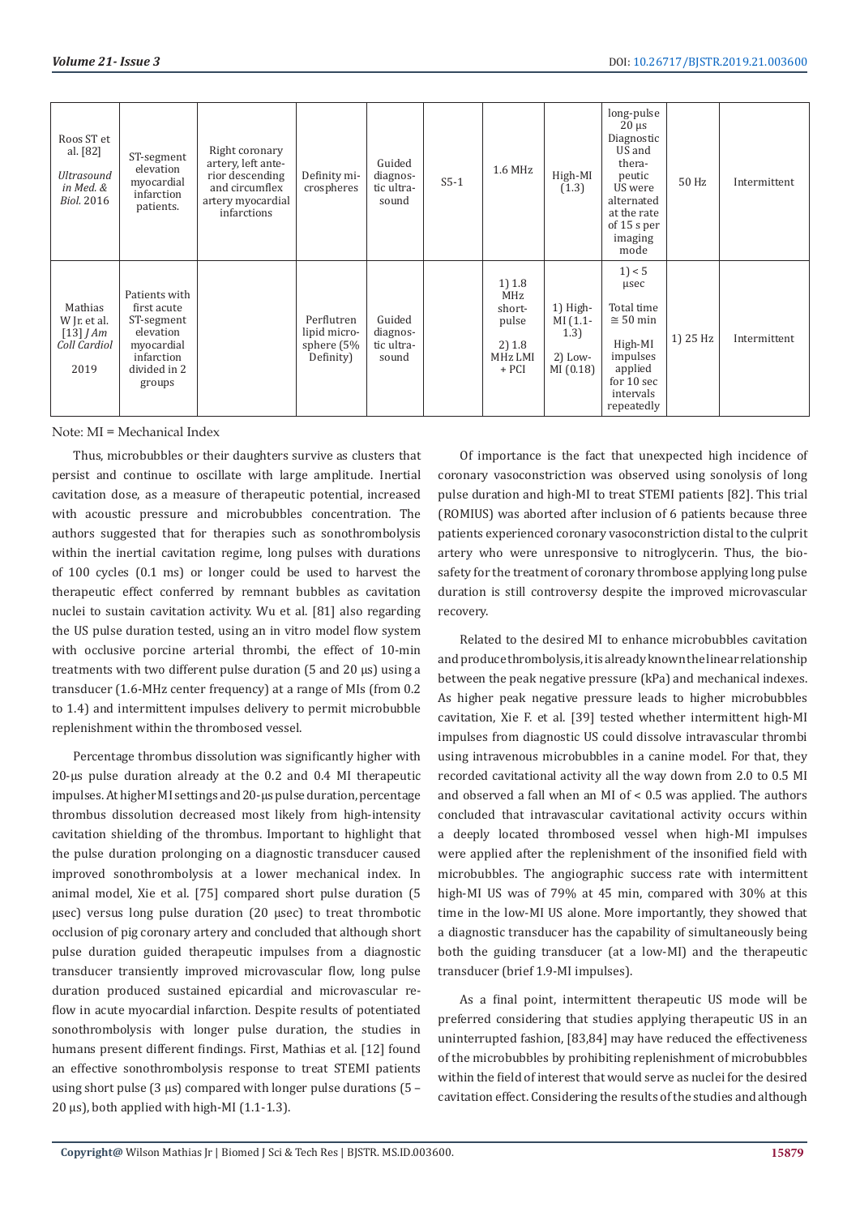| Roos ST et al. [82] *Ultrasound in Med. & Biol.* 2016 | ST-segment elevation myocardial infarction patients. | Right coronary artery, left anterior descending and circumflex artery myocardial infarctions | Definity microspheres | Guided diagnostic ultrasound | S5-1 | 1.6 MHz | High-MI (1.3) | long-pulse 20 µs Diagnostic US and therapeutic US were alternated at the rate of 15 s per imaging mode | 50 Hz | Intermittent |
|---|---|---|---|---|---|---|---|---|---|---|
| Mathias W Jr. et al. [13] *J Am Coll Cardiol* 2019 | Patients with first acute ST-segment elevation myocardial infarction divided in 2 groups | | Perflutren lipid microsphere (5% Definity) | Guided diagnostic ultrasound | | 1) 1.8 MHz short-pulse 2) 1.8 MHz LMI + PCI | 1) High-MI (1.1-1.3) 2) Low-MI (0.18) | 1) < 5 µsec Total time ≅ 50 min High-MI impulses applied for 10 sec intervals repeatedly | 1) 25 Hz | Intermittent |

Note: MI = Mechanical Index

Thus, microbubbles or their daughters survive as clusters that persist and continue to oscillate with large amplitude. Inertial cavitation dose, as a measure of therapeutic potential, increased with acoustic pressure and microbubbles concentration. The authors suggested that for therapies such as sonothrombolysis within the inertial cavitation regime, long pulses with durations of 100 cycles (0.1 ms) or longer could be used to harvest the therapeutic effect conferred by remnant bubbles as cavitation nuclei to sustain cavitation activity. Wu et al. [81] also regarding the US pulse duration tested, using an in vitro model flow system with occlusive porcine arterial thrombi, the effect of 10-min treatments with two different pulse duration (5 and 20 µs) using a transducer (1.6-MHz center frequency) at a range of MIs (from 0.2 to 1.4) and intermittent impulses delivery to permit microbubble replenishment within the thrombosed vessel.

Percentage thrombus dissolution was significantly higher with 20-µs pulse duration already at the 0.2 and 0.4 MI therapeutic impulses. At higher MI settings and 20-µs pulse duration, percentage thrombus dissolution decreased most likely from high-intensity cavitation shielding of the thrombus. Important to highlight that the pulse duration prolonging on a diagnostic transducer caused improved sonothrombolysis at a lower mechanical index. In animal model, Xie et al. [75] compared short pulse duration (5 µsec) versus long pulse duration (20 µsec) to treat thrombotic occlusion of pig coronary artery and concluded that although short pulse duration guided therapeutic impulses from a diagnostic transducer transiently improved microvascular flow, long pulse duration produced sustained epicardial and microvascular reflow in acute myocardial infarction. Despite results of potentiated sonothrombolysis with longer pulse duration, the studies in humans present different findings. First, Mathias et al. [12] found an effective sonothrombolysis response to treat STEMI patients using short pulse (3 µs) compared with longer pulse durations (5 – 20 µs), both applied with high-MI (1.1-1.3).

Of importance is the fact that unexpected high incidence of coronary vasoconstriction was observed using sonolysis of long pulse duration and high-MI to treat STEMI patients [82]. This trial (ROMIUS) was aborted after inclusion of 6 patients because three patients experienced coronary vasoconstriction distal to the culprit artery who were unresponsive to nitroglycerin. Thus, the biosafety for the treatment of coronary thrombose applying long pulse duration is still controversy despite the improved microvascular recovery.

Related to the desired MI to enhance microbubbles cavitation and produce thrombolysis, it is already known the linear relationship between the peak negative pressure (kPa) and mechanical indexes. As higher peak negative pressure leads to higher microbubbles cavitation, Xie F. et al. [39] tested whether intermittent high-MI impulses from diagnostic US could dissolve intravascular thrombi using intravenous microbubbles in a canine model. For that, they recorded cavitational activity all the way down from 2.0 to 0.5 MI and observed a fall when an MI of < 0.5 was applied. The authors concluded that intravascular cavitational activity occurs within a deeply located thrombosed vessel when high-MI impulses were applied after the replenishment of the insonified field with microbubbles. The angiographic success rate with intermittent high-MI US was of 79% at 45 min, compared with 30% at this time in the low-MI US alone. More importantly, they showed that a diagnostic transducer has the capability of simultaneously being both the guiding transducer (at a low-MI) and the therapeutic transducer (brief 1.9-MI impulses).

As a final point, intermittent therapeutic US mode will be preferred considering that studies applying therapeutic US in an uninterrupted fashion, [83,84] may have reduced the effectiveness of the microbubbles by prohibiting replenishment of microbubbles within the field of interest that would serve as nuclei for the desired cavitation effect. Considering the results of the studies and although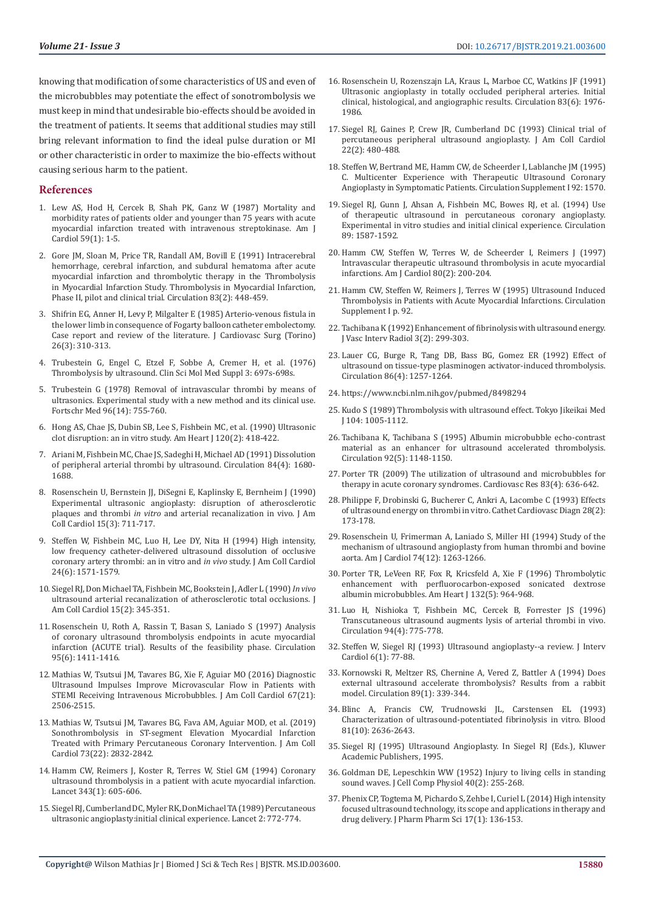knowing that modification of some characteristics of US and even of the microbubbles may potentiate the effect of sonotrombolysis we must keep in mind that undesirable bio-effects should be avoided in the treatment of patients. It seems that additional studies may still bring relevant information to find the ideal pulse duration or MI or other characteristic in order to maximize the bio-effects without causing serious harm to the patient.

## References

1. Lew AS, Hod H, Cercek B, Shah PK, Ganz W (1987) Mortality and morbidity rates of patients older and younger than 75 years with acute myocardial infarction treated with intravenous streptokinase. Am J Cardiol 59(1): 1-5.
2. Gore JM, Sloan M, Price TR, Randall AM, Bovill E (1991) Intracerebral hemorrhage, cerebral infarction, and subdural hematoma after acute myocardial infarction and thrombolytic therapy in the Thrombolysis in Myocardial Infarction Study. Thrombolysis in Myocardial Infarction, Phase II, pilot and clinical trial. Circulation 83(2): 448-459.
3. Shifrin EG, Anner H, Levy P, Milgalter E (1985) Arterio-venous fistula in the lower limb in consequence of Fogarty balloon catheter embolectomy. Case report and review of the literature. J Cardiovasc Surg (Torino) 26(3): 310-313.
4. Trubestein G, Engel C, Etzel F, Sobbe A, Cremer H, et al. (1976) Thrombolysis by ultrasound. Clin Sci Mol Med Suppl 3: 697s-698s.
5. Trubestein G (1978) Removal of intravascular thrombi by means of ultrasonics. Experimental study with a new method and its clinical use. Fortschr Med 96(14): 755-760.
6. Hong AS, Chae JS, Dubin SB, Lee S, Fishbein MC, et al. (1990) Ultrasonic clot disruption: an in vitro study. Am Heart J 120(2): 418-422.
7. Ariani M, Fishbein MC, Chae JS, Sadeghi H, Michael AD (1991) Dissolution of peripheral arterial thrombi by ultrasound. Circulation 84(4): 1680-1688.
8. Rosenschein U, Bernstein JJ, DiSegni E, Kaplinsky E, Bernheim J (1990) Experimental ultrasonic angioplasty: disruption of atherosclerotic plaques and thrombi *in vitro* and arterial recanalization in vivo. J Am Coll Cardiol 15(3): 711-717.
9. Steffen W, Fishbein MC, Luo H, Lee DY, Nita H (1994) High intensity, low frequency catheter-delivered ultrasound dissolution of occlusive coronary artery thrombi: an in vitro and *in vivo* study. J Am Coll Cardiol 24(6): 1571-1579.
10. Siegel RJ, Don Michael TA, Fishbein MC, Bookstein J, Adler L (1990) *In vivo* ultrasound arterial recanalization of atherosclerotic total occlusions. J Am Coll Cardiol 15(2): 345-351.
11. Rosenschein U, Roth A, Rassin T, Basan S, Laniado S (1997) Analysis of coronary ultrasound thrombolysis endpoints in acute myocardial infarction (ACUTE trial). Results of the feasibility phase. Circulation 95(6): 1411-1416.
12. Mathias W, Tsutsui JM, Tavares BG, Xie F, Aguiar MO (2016) Diagnostic Ultrasound Impulses Improve Microvascular Flow in Patients with STEMI Receiving Intravenous Microbubbles. J Am Coll Cardiol 67(21): 2506-2515.
13. Mathias W, Tsutsui JM, Tavares BG, Fava AM, Aguiar MOD, et al. (2019) Sonothrombolysis in ST-segment Elevation Myocardial Infarction Treated with Primary Percutaneous Coronary Intervention. J Am Coll Cardiol 73(22): 2832-2842.
14. Hamm CW, Reimers J, Koster R, Terres W, Stiel GM (1994) Coronary ultrasound thrombolysis in a patient with acute myocardial infarction. Lancet 343(1): 605-606.
15. Siegel RJ, Cumberland DC, Myler RK, DonMichael TA (1989) Percutaneous ultrasonic angioplasty:initial clinical experience. Lancet 2: 772-774.
16. Rosenschein U, Rozenszajn LA, Kraus L, Marboe CC, Watkins JF (1991) Ultrasonic angioplasty in totally occluded peripheral arteries. Initial clinical, histological, and angiographic results. Circulation 83(6): 1976-1986.
17. Siegel RJ, Gaines P, Crew JR, Cumberland DC (1993) Clinical trial of percutaneous peripheral ultrasound angioplasty. J Am Coll Cardiol 22(2): 480-488.
18. Steffen W, Bertrand ME, Hamm CW, de Scheerder I, Lablanche JM (1995) C. Multicenter Experience with Therapeutic Ultrasound Coronary Angioplasty in Symptomatic Patients. Circulation Supplement I 92: 1570.
19. Siegel RJ, Gunn J, Ahsan A, Fishbein MC, Bowes RJ, et al. (1994) Use of therapeutic ultrasound in percutaneous coronary angioplasty. Experimental in vitro studies and initial clinical experience. Circulation 89: 1587-1592.
20. Hamm CW, Steffen W, Terres W, de Scheerder I, Reimers J (1997) Intravascular therapeutic ultrasound thrombolysis in acute myocardial infarctions. Am J Cardiol 80(2): 200-204.
21. Hamm CW, Steffen W, Reimers J, Terres W (1995) Ultrasound Induced Thrombolysis in Patients with Acute Myocardial Infarctions. Circulation Supplement I p. 92.
22. Tachibana K (1992) Enhancement of fibrinolysis with ultrasound energy. J Vasc Interv Radiol 3(2): 299-303.
23. Lauer CG, Burge R, Tang DB, Bass BG, Gomez ER (1992) Effect of ultrasound on tissue-type plasminogen activator-induced thrombolysis. Circulation 86(4): 1257-1264.
24. https://www.ncbi.nlm.nih.gov/pubmed/8498294
25. Kudo S (1989) Thrombolysis with ultrasound effect. Tokyo Jikeikai Med J 104: 1005-1112.
26. Tachibana K, Tachibana S (1995) Albumin microbubble echo-contrast material as an enhancer for ultrasound accelerated thrombolysis. Circulation 92(5): 1148-1150.
27. Porter TR (2009) The utilization of ultrasound and microbubbles for therapy in acute coronary syndromes. Cardiovasc Res 83(4): 636-642.
28. Philippe F, Drobinski G, Bucherer C, Ankri A, Lacombe C (1993) Effects of ultrasound energy on thrombi in vitro. Cathet Cardiovasc Diagn 28(2): 173-178.
29. Rosenschein U, Frimerman A, Laniado S, Miller HI (1994) Study of the mechanism of ultrasound angioplasty from human thrombi and bovine aorta. Am J Cardiol 74(12): 1263-1266.
30. Porter TR, LeVeen RF, Fox R, Kricsfeld A, Xie F (1996) Thrombolytic enhancement with perfluorocarbon-exposed sonicated dextrose albumin microbubbles. Am Heart J 132(5): 964-968.
31. Luo H, Nishioka T, Fishbein MC, Cercek B, Forrester JS (1996) Transcutaneous ultrasound augments lysis of arterial thrombi in vivo. Circulation 94(4): 775-778.
32. Steffen W, Siegel RJ (1993) Ultrasound angioplasty--a review. J Interv Cardiol 6(1): 77-88.
33. Kornowski R, Meltzer RS, Chernine A, Vered Z, Battler A (1994) Does external ultrasound accelerate thrombolysis? Results from a rabbit model. Circulation 89(1): 339-344.
34. Blinc A, Francis CW, Trudnowski JL, Carstensen EL (1993) Characterization of ultrasound-potentiated fibrinolysis in vitro. Blood 81(10): 2636-2643.
35. Siegel RJ (1995) Ultrasound Angioplasty. In Siegel RJ (Eds.), Kluwer Academic Publishers, 1995.
36. Goldman DE, Lepeschkin WW (1952) Injury to living cells in standing sound waves. J Cell Comp Physiol 40(2): 255-268.
37. Phenix CP, Togtema M, Pichardo S, Zehbe I, Curiel L (2014) High intensity focused ultrasound technology, its scope and applications in therapy and drug delivery. J Pharm Pharm Sci 17(1): 136-153.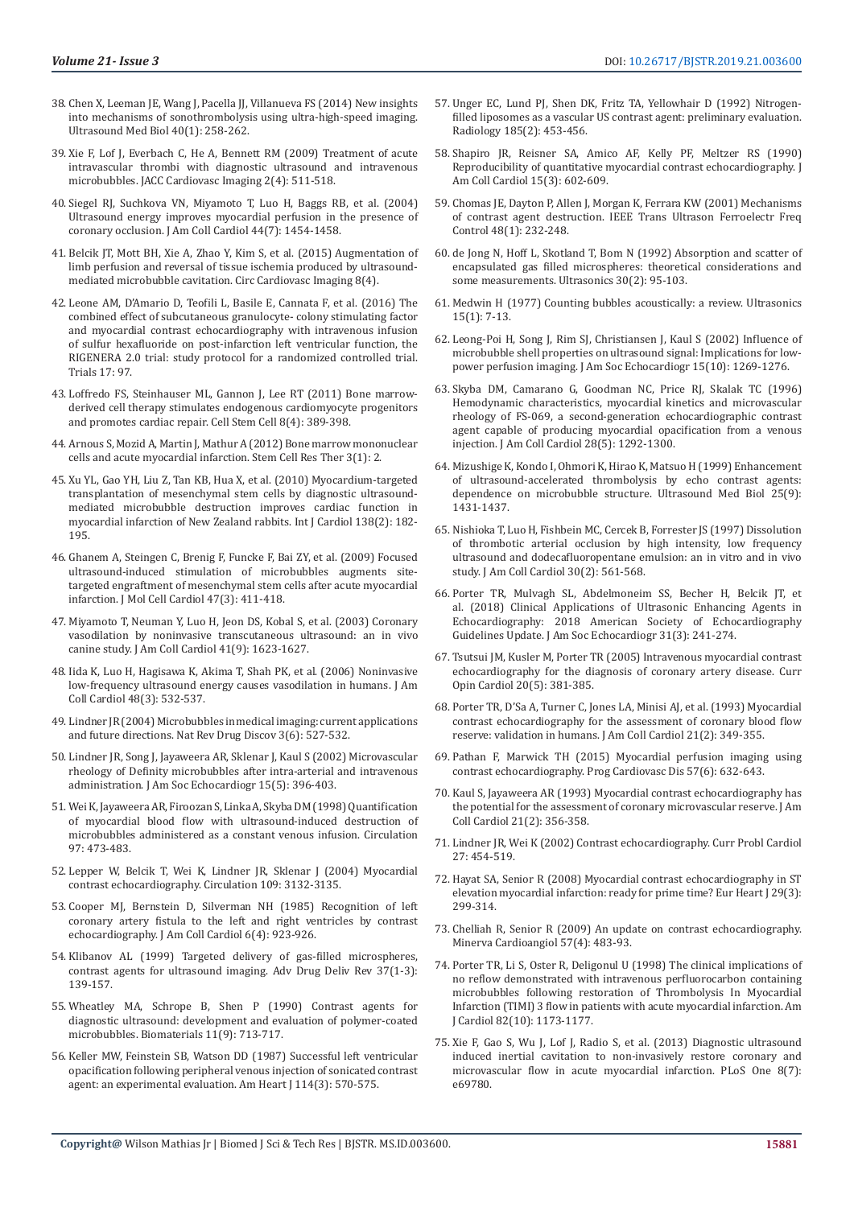38. Chen X, Leeman JE, Wang J, Pacella JJ, Villanueva FS (2014) New insights into mechanisms of sonothrombolysis using ultra-high-speed imaging. Ultrasound Med Biol 40(1): 258-262.

39. Xie F, Lof J, Everbach C, He A, Bennett RM (2009) Treatment of acute intravascular thrombi with diagnostic ultrasound and intravenous microbubbles. JACC Cardiovasc Imaging 2(4): 511-518.

40. Siegel RJ, Suchkova VN, Miyamoto T, Luo H, Baggs RB, et al. (2004) Ultrasound energy improves myocardial perfusion in the presence of coronary occlusion. J Am Coll Cardiol 44(7): 1454-1458.

41. Belcik JT, Mott BH, Xie A, Zhao Y, Kim S, et al. (2015) Augmentation of limb perfusion and reversal of tissue ischemia produced by ultrasound-mediated microbubble cavitation. Circ Cardiovasc Imaging 8(4).

42. Leone AM, D'Amario D, Teofili L, Basile E, Cannata F, et al. (2016) The combined effect of subcutaneous granulocyte- colony stimulating factor and myocardial contrast echocardiography with intravenous infusion of sulfur hexafluoride on post-infarction left ventricular function, the RIGENERA 2.0 trial: study protocol for a randomized controlled trial. Trials 17: 97.

43. Loffredo FS, Steinhauser ML, Gannon J, Lee RT (2011) Bone marrow-derived cell therapy stimulates endogenous cardiomyocyte progenitors and promotes cardiac repair. Cell Stem Cell 8(4): 389-398.

44. Arnous S, Mozid A, Martin J, Mathur A (2012) Bone marrow mononuclear cells and acute myocardial infarction. Stem Cell Res Ther 3(1): 2.

45. Xu YL, Gao YH, Liu Z, Tan KB, Hua X, et al. (2010) Myocardium-targeted transplantation of mesenchymal stem cells by diagnostic ultrasound-mediated microbubble destruction improves cardiac function in myocardial infarction of New Zealand rabbits. Int J Cardiol 138(2): 182-195.

46. Ghanem A, Steingen C, Brenig F, Funcke F, Bai ZY, et al. (2009) Focused ultrasound-induced stimulation of microbubbles augments site-targeted engraftment of mesenchymal stem cells after acute myocardial infarction. J Mol Cell Cardiol 47(3): 411-418.

47. Miyamoto T, Neuman Y, Luo H, Jeon DS, Kobal S, et al. (2003) Coronary vasodilation by noninvasive transcutaneous ultrasound: an in vivo canine study. J Am Coll Cardiol 41(9): 1623-1627.

48. Iida K, Luo H, Hagisawa K, Akima T, Shah PK, et al. (2006) Noninvasive low-frequency ultrasound energy causes vasodilation in humans. J Am Coll Cardiol 48(3): 532-537.

49. Lindner JR (2004) Microbubbles in medical imaging: current applications and future directions. Nat Rev Drug Discov 3(6): 527-532.

50. Lindner JR, Song J, Jayaweera AR, Sklenar J, Kaul S (2002) Microvascular rheology of Definity microbubbles after intra-arterial and intravenous administration. J Am Soc Echocardiogr 15(5): 396-403.

51. Wei K, Jayaweera AR, Firoozan S, Linka A, Skyba DM (1998) Quantification of myocardial blood flow with ultrasound-induced destruction of microbubbles administered as a constant venous infusion. Circulation 97: 473-483.

52. Lepper W, Belcik T, Wei K, Lindner JR, Sklenar J (2004) Myocardial contrast echocardiography. Circulation 109: 3132-3135.

53. Cooper MJ, Bernstein D, Silverman NH (1985) Recognition of left coronary artery fistula to the left and right ventricles by contrast echocardiography. J Am Coll Cardiol 6(4): 923-926.

54. Klibanov AL (1999) Targeted delivery of gas-filled microspheres, contrast agents for ultrasound imaging. Adv Drug Deliv Rev 37(1-3): 139-157.

55. Wheatley MA, Schrope B, Shen P (1990) Contrast agents for diagnostic ultrasound: development and evaluation of polymer-coated microbubbles. Biomaterials 11(9): 713-717.

56. Keller MW, Feinstein SB, Watson DD (1987) Successful left ventricular opacification following peripheral venous injection of sonicated contrast agent: an experimental evaluation. Am Heart J 114(3): 570-575.

57. Unger EC, Lund PJ, Shen DK, Fritz TA, Yellowhair D (1992) Nitrogen-filled liposomes as a vascular US contrast agent: preliminary evaluation. Radiology 185(2): 453-456.

58. Shapiro JR, Reisner SA, Amico AF, Kelly PF, Meltzer RS (1990) Reproducibility of quantitative myocardial contrast echocardiography. J Am Coll Cardiol 15(3): 602-609.

59. Chomas JE, Dayton P, Allen J, Morgan K, Ferrara KW (2001) Mechanisms of contrast agent destruction. IEEE Trans Ultrason Ferroelectr Freq Control 48(1): 232-248.

60. de Jong N, Hoff L, Skotland T, Bom N (1992) Absorption and scatter of encapsulated gas filled microspheres: theoretical considerations and some measurements. Ultrasonics 30(2): 95-103.

61. Medwin H (1977) Counting bubbles acoustically: a review. Ultrasonics 15(1): 7-13.

62. Leong-Poi H, Song J, Rim SJ, Christiansen J, Kaul S (2002) Influence of microbubble shell properties on ultrasound signal: Implications for low-power perfusion imaging. J Am Soc Echocardiogr 15(10): 1269-1276.

63. Skyba DM, Camarano G, Goodman NC, Price RJ, Skalak TC (1996) Hemodynamic characteristics, myocardial kinetics and microvascular rheology of FS-069, a second-generation echocardiographic contrast agent capable of producing myocardial opacification from a venous injection. J Am Coll Cardiol 28(5): 1292-1300.

64. Mizushige K, Kondo I, Ohmori K, Hirao K, Matsuo H (1999) Enhancement of ultrasound-accelerated thrombolysis by echo contrast agents: dependence on microbubble structure. Ultrasound Med Biol 25(9): 1431-1437.

65. Nishioka T, Luo H, Fishbein MC, Cercek B, Forrester JS (1997) Dissolution of thrombotic arterial occlusion by high intensity, low frequency ultrasound and dodecafluoropentane emulsion: an in vitro and in vivo study. J Am Coll Cardiol 30(2): 561-568.

66. Porter TR, Mulvagh SL, Abdelmoneim SS, Becher H, Belcik JT, et al. (2018) Clinical Applications of Ultrasonic Enhancing Agents in Echocardiography: 2018 American Society of Echocardiography Guidelines Update. J Am Soc Echocardiogr 31(3): 241-274.

67. Tsutsui JM, Kusler M, Porter TR (2005) Intravenous myocardial contrast echocardiography for the diagnosis of coronary artery disease. Curr Opin Cardiol 20(5): 381-385.

68. Porter TR, D'Sa A, Turner C, Jones LA, Minisi AJ, et al. (1993) Myocardial contrast echocardiography for the assessment of coronary blood flow reserve: validation in humans. J Am Coll Cardiol 21(2): 349-355.

69. Pathan F, Marwick TH (2015) Myocardial perfusion imaging using contrast echocardiography. Prog Cardiovasc Dis 57(6): 632-643.

70. Kaul S, Jayaweera AR (1993) Myocardial contrast echocardiography has the potential for the assessment of coronary microvascular reserve. J Am Coll Cardiol 21(2): 356-358.

71. Lindner JR, Wei K (2002) Contrast echocardiography. Curr Probl Cardiol 27: 454-519.

72. Hayat SA, Senior R (2008) Myocardial contrast echocardiography in ST elevation myocardial infarction: ready for prime time? Eur Heart J 29(3): 299-314.

73. Chelliah R, Senior R (2009) An update on contrast echocardiography. Minerva Cardioangiol 57(4): 483-93.

74. Porter TR, Li S, Oster R, Deligonul U (1998) The clinical implications of no reflow demonstrated with intravenous perfluorocarbon containing microbubbles following restoration of Thrombolysis In Myocardial Infarction (TIMI) 3 flow in patients with acute myocardial infarction. Am J Cardiol 82(10): 1173-1177.

75. Xie F, Gao S, Wu J, Lof J, Radio S, et al. (2013) Diagnostic ultrasound induced inertial cavitation to non-invasively restore coronary and microvascular flow in acute myocardial infarction. PLoS One 8(7): e69780.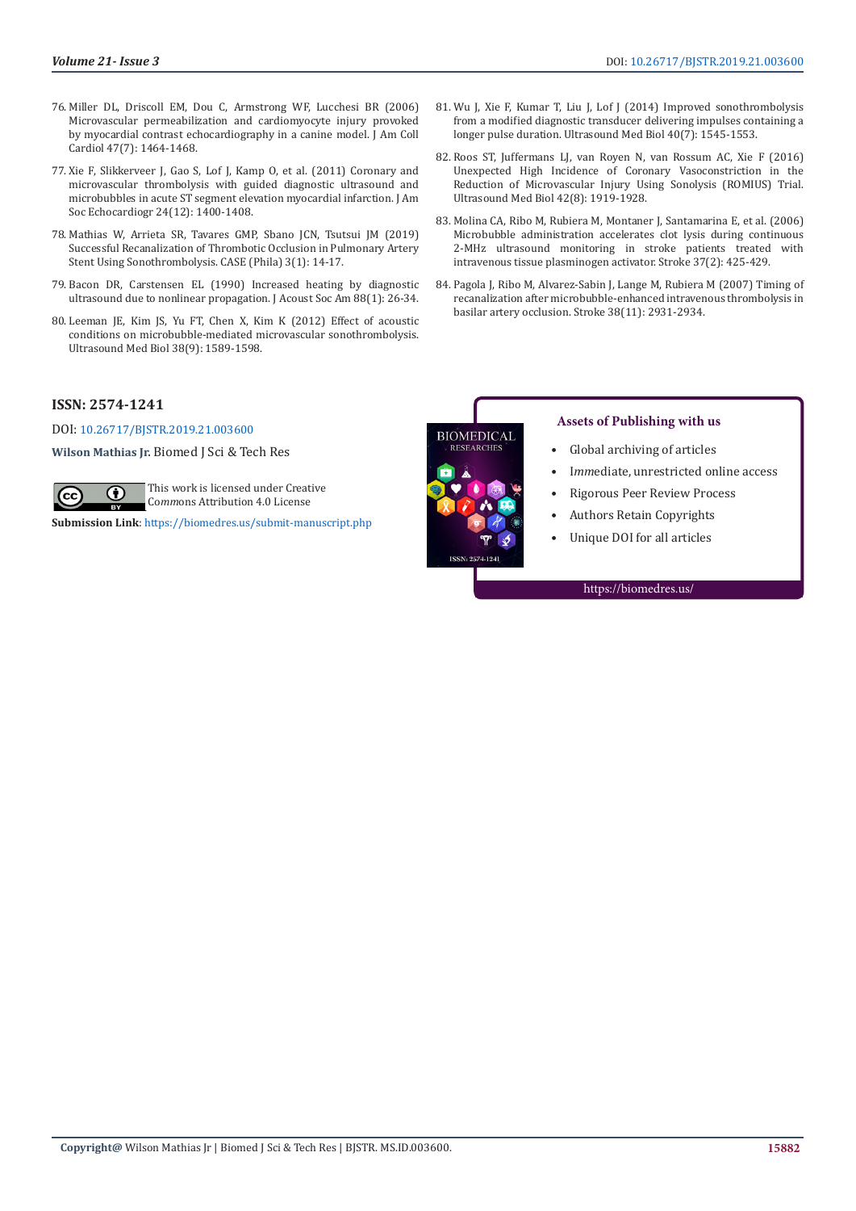76. Miller DL, Driscoll EM, Dou C, Armstrong WF, Lucchesi BR (2006) Microvascular permeabilization and cardiomyocyte injury provoked by myocardial contrast echocardiography in a canine model. J Am Coll Cardiol 47(7): 1464-1468.
77. Xie F, Slikkerveer J, Gao S, Lof J, Kamp O, et al. (2011) Coronary and microvascular thrombolysis with guided diagnostic ultrasound and microbubbles in acute ST segment elevation myocardial infarction. J Am Soc Echocardiogr 24(12): 1400-1408.
78. Mathias W, Arrieta SR, Tavares GMP, Sbano JCN, Tsutsui JM (2019) Successful Recanalization of Thrombotic Occlusion in Pulmonary Artery Stent Using Sonothrombolysis. CASE (Phila) 3(1): 14-17.
79. Bacon DR, Carstensen EL (1990) Increased heating by diagnostic ultrasound due to nonlinear propagation. J Acoust Soc Am 88(1): 26-34.
80. Leeman JE, Kim JS, Yu FT, Chen X, Kim K (2012) Effect of acoustic conditions on microbubble-mediated microvascular sonothrombolysis. Ultrasound Med Biol 38(9): 1589-1598.
81. Wu J, Xie F, Kumar T, Liu J, Lof J (2014) Improved sonothrombolysis from a modified diagnostic transducer delivering impulses containing a longer pulse duration. Ultrasound Med Biol 40(7): 1545-1553.
82. Roos ST, Juffermans LJ, van Royen N, van Rossum AC, Xie F (2016) Unexpected High Incidence of Coronary Vasoconstriction in the Reduction of Microvascular Injury Using Sonolysis (ROMIUS) Trial. Ultrasound Med Biol 42(8): 1919-1928.
83. Molina CA, Ribo M, Rubiera M, Montaner J, Santamarina E, et al. (2006) Microbubble administration accelerates clot lysis during continuous 2-MHz ultrasound monitoring in stroke patients treated with intravenous tissue plasminogen activator. Stroke 37(2): 425-429.
84. Pagola J, Ribo M, Alvarez-Sabin J, Lange M, Rubiera M (2007) Timing of recanalization after microbubble-enhanced intravenous thrombolysis in basilar artery occlusion. Stroke 38(11): 2931-2934.

**ISSN: 2574-1241**

DOI: 10.26717/BJSTR.2019.21.003600

**Wilson Mathias Jr.** Biomed J Sci & Tech Res

This work is licensed under Creative Commons Attribution 4.0 License

**Submission Link**: https://biomedres.us/submit-manuscript.php

**Assets of Publishing with us**

- Global archiving of articles
- Immediate, unrestricted online access
- Rigorous Peer Review Process
- Authors Retain Copyrights
- Unique DOI for all articles

https://biomedres.us/